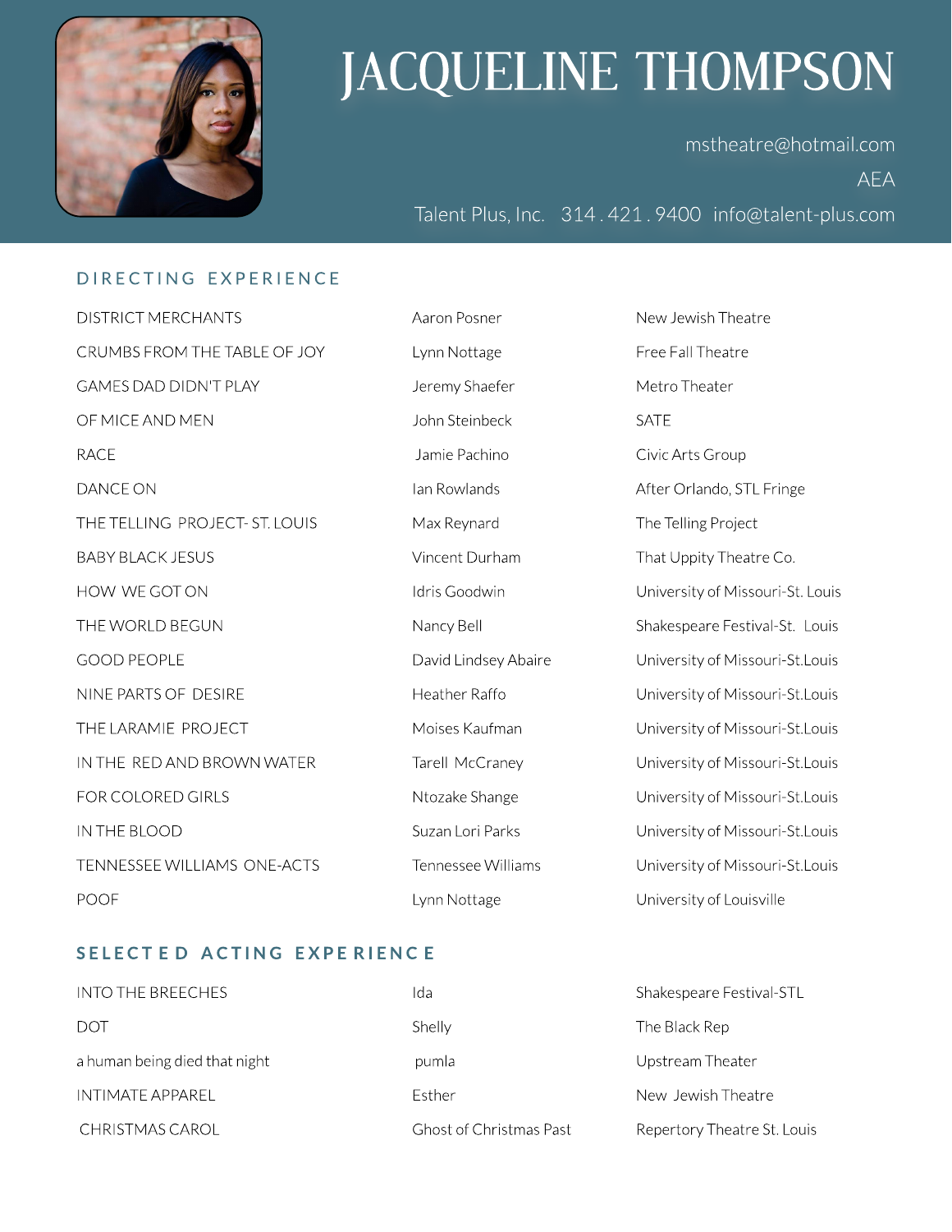# JACQUELINE THOMPSON

mstheatre@hotmail.com

AEA

Talent Plus, Inc. 314 . 421 . 9400 info@talent-plus.com

## DIRECTING EXPERIENCE

| | | |
|---|---|---|
| DISTRICT MERCHANTS | Aaron Posner | New Jewish Theatre |
| CRUMBS FROM THE TABLE OF JOY | Lynn Nottage | Free Fall Theatre |
| GAMES DAD DIDN'T PLAY | Jeremy Shaefer | Metro Theater |
| OF MICE AND MEN | John Steinbeck | SATE |
| RACE | Jamie Pachino | Civic Arts Group |
| DANCE ON | Ian Rowlands | After Orlando, STL Fringe |
| THE TELLING PROJECT- ST. LOUIS | Max Reynard | The Telling Project |
| BABY BLACK JESUS | Vincent Durham | That Uppity Theatre Co. |
| HOW WE GOT ON | Idris Goodwin | University of Missouri-St. Louis |
| THE WORLD BEGUN | Nancy Bell | Shakespeare Festival-St. Louis |
| GOOD PEOPLE | David Lindsey Abaire | University of Missouri-St.Louis |
| NINE PARTS OF DESIRE | Heather Raffo | University of Missouri-St.Louis |
| THE LARAMIE PROJECT | Moises Kaufman | University of Missouri-St.Louis |
| IN THE RED AND BROWN WATER | Tarell McCraney | University of Missouri-St.Louis |
| FOR COLORED GIRLS | Ntozake Shange | University of Missouri-St.Louis |
| IN THE BLOOD | Suzan Lori Parks | University of Missouri-St.Louis |
| TENNESSEE WILLIAMS ONE-ACTS | Tennessee Williams | University of Missouri-St.Louis |
| POOF | Lynn Nottage | University of Louisville |

## SELECTED ACTING EXPERIENCE

| | | |
|---|---|---|
| INTO THE BREECHES | Ida | Shakespeare Festival-STL |
| DOT | Shelly | The Black Rep |
| a human being died that night | pumla | Upstream Theater |
| INTIMATE APPAREL | Esther | New Jewish Theatre |
| CHRISTMAS CAROL | Ghost of Christmas Past | Repertory Theatre St. Louis |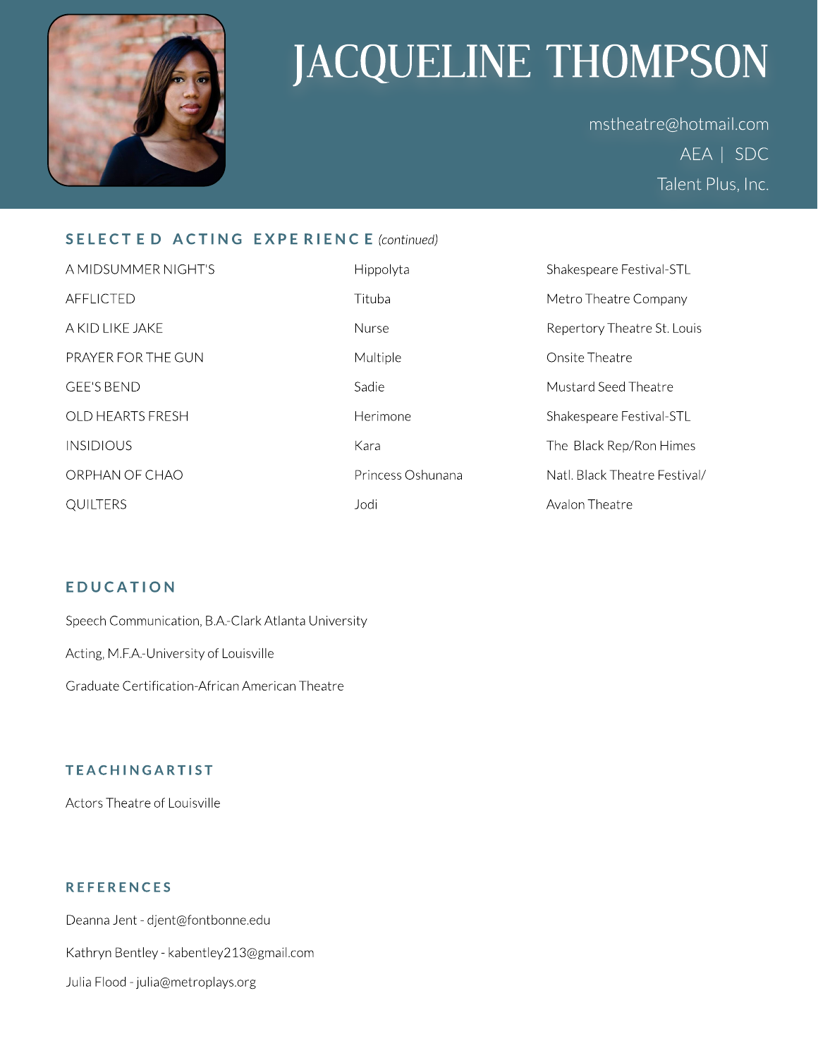# JACQUELINE THOMPSON

mstheatre@hotmail.com

AEA | SDC

Talent Plus, Inc.

## SELECTED ACTING EXPERIENCE *(continued)*

| | | |
|---|---|---|
| A MIDSUMMER NIGHT'S | Hippolyta | Shakespeare Festival-STL |
| AFFLICTED | Tituba | Metro Theatre Company |
| A KID LIKE JAKE | Nurse | Repertory Theatre St. Louis |
| PRAYER FOR THE GUN | Multiple | Onsite Theatre |
| GEE'S BEND | Sadie | Mustard Seed Theatre |
| OLD HEARTS FRESH | Herimone | Shakespeare Festival-STL |
| INSIDIOUS | Kara | The Black Rep/Ron Himes |
| ORPHAN OF CHAO | Princess Oshunana | Natl. Black Theatre Festival/ |
| QUILTERS | Jodi | Avalon Theatre |

## EDUCATION

Speech Communication, B.A.-Clark Atlanta University

Acting, M.F.A.-University of Louisville

Graduate Certification-African American Theatre

## TEACHINGARTIST

Actors Theatre of Louisville

## REFERENCES

Deanna Jent - djent@fontbonne.edu

Kathryn Bentley - kabentley213@gmail.com

Julia Flood - julia@metroplays.org